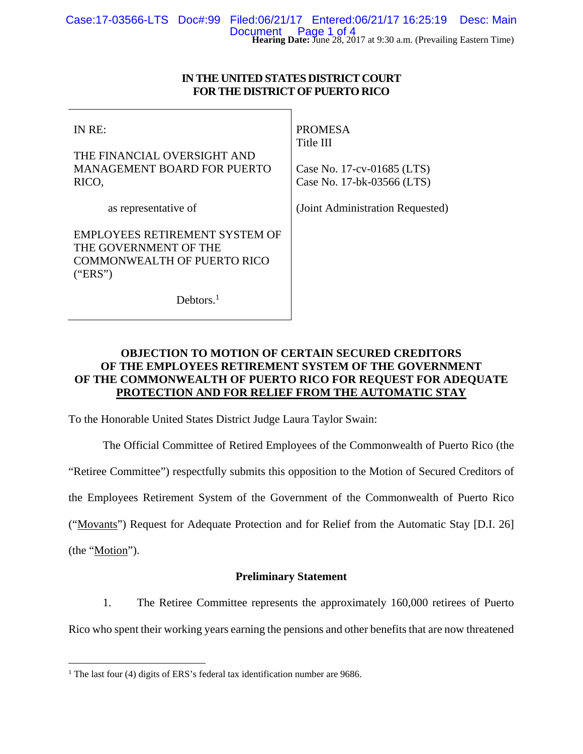**Hearing Date:** June 28, 2017 at 9:30 a.m. (Prevailing Eastern Time)

**IN THE UNITED STATES DISTRICT COURT FOR THE DISTRICT OF PUERTO RICO**

| | |
|---|---|
| IN RE:<br><br>THE FINANCIAL OVERSIGHT AND MANAGEMENT BOARD FOR PUERTO RICO,<br><br>as representative of<br><br>EMPLOYEES RETIREMENT SYSTEM OF THE GOVERNMENT OF THE COMMONWEALTH OF PUERTO RICO ("ERS")<br><br>Debtors.[1] | PROMESA<br>Title III<br><br>Case No. 17-cv-01685 (LTS)<br>Case No. 17-bk-03566 (LTS)<br><br>(Joint Administration Requested) |

**OBJECTION TO MOTION OF CERTAIN SECURED CREDITORS OF THE EMPLOYEES RETIREMENT SYSTEM OF THE GOVERNMENT OF THE COMMONWEALTH OF PUERTO RICO FOR REQUEST FOR ADEQUATE PROTECTION AND FOR RELIEF FROM THE AUTOMATIC STAY**

To the Honorable United States District Judge Laura Taylor Swain:

The Official Committee of Retired Employees of the Commonwealth of Puerto Rico (the "Retiree Committee") respectfully submits this opposition to the Motion of Secured Creditors of the Employees Retirement System of the Government of the Commonwealth of Puerto Rico ("Movants") Request for Adequate Protection and for Relief from the Automatic Stay [D.I. 26] (the "Motion").

**Preliminary Statement**

1. The Retiree Committee represents the approximately 160,000 retirees of Puerto Rico who spent their working years earning the pensions and other benefits that are now threatened

[1] The last four (4) digits of ERS's federal tax identification number are 9686.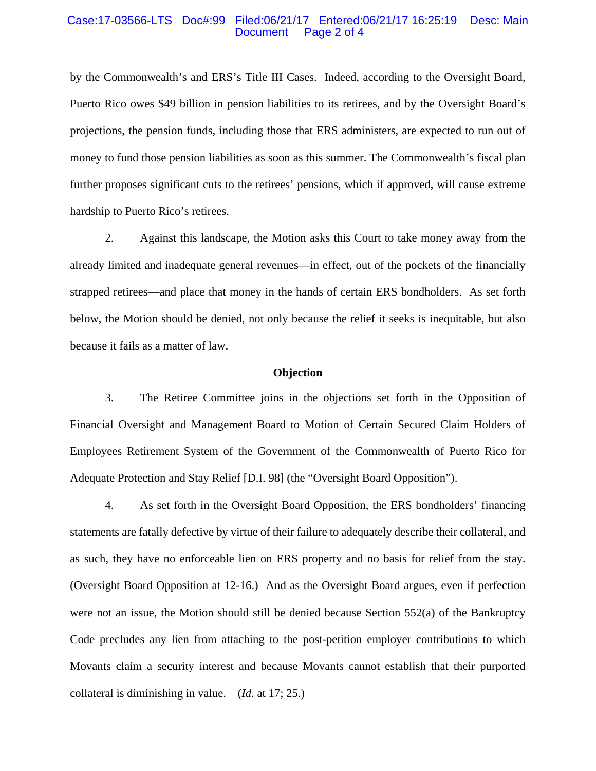by the Commonwealth's and ERS's Title III Cases. Indeed, according to the Oversight Board, Puerto Rico owes $49 billion in pension liabilities to its retirees, and by the Oversight Board's projections, the pension funds, including those that ERS administers, are expected to run out of money to fund those pension liabilities as soon as this summer. The Commonwealth's fiscal plan further proposes significant cuts to the retirees' pensions, which if approved, will cause extreme hardship to Puerto Rico's retirees.

2. Against this landscape, the Motion asks this Court to take money away from the already limited and inadequate general revenues—in effect, out of the pockets of the financially strapped retirees—and place that money in the hands of certain ERS bondholders. As set forth below, the Motion should be denied, not only because the relief it seeks is inequitable, but also because it fails as a matter of law.

**Objection**

3. The Retiree Committee joins in the objections set forth in the Opposition of Financial Oversight and Management Board to Motion of Certain Secured Claim Holders of Employees Retirement System of the Government of the Commonwealth of Puerto Rico for Adequate Protection and Stay Relief [D.I. 98] (the "Oversight Board Opposition").

4. As set forth in the Oversight Board Opposition, the ERS bondholders' financing statements are fatally defective by virtue of their failure to adequately describe their collateral, and as such, they have no enforceable lien on ERS property and no basis for relief from the stay. (Oversight Board Opposition at 12-16.) And as the Oversight Board argues, even if perfection were not an issue, the Motion should still be denied because Section 552(a) of the Bankruptcy Code precludes any lien from attaching to the post-petition employer contributions to which Movants claim a security interest and because Movants cannot establish that their purported collateral is diminishing in value. (*Id.* at 17; 25.)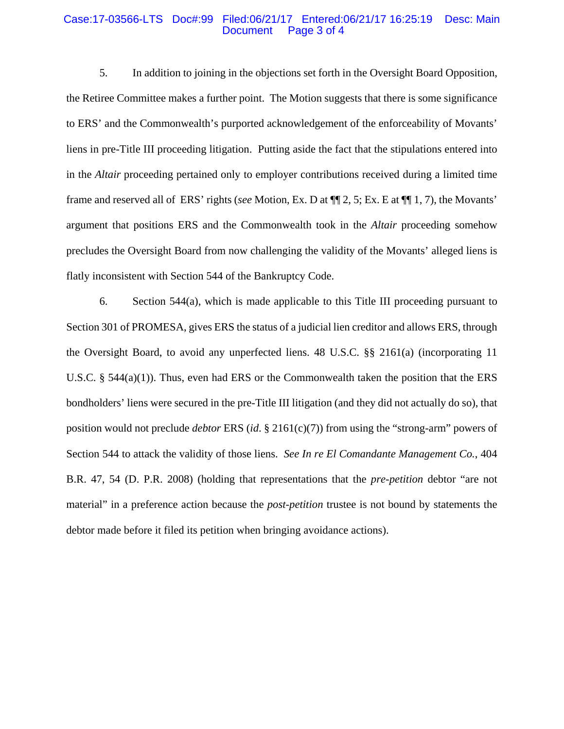5. In addition to joining in the objections set forth in the Oversight Board Opposition, the Retiree Committee makes a further point. The Motion suggests that there is some significance to ERS' and the Commonwealth's purported acknowledgement of the enforceability of Movants' liens in pre-Title III proceeding litigation. Putting aside the fact that the stipulations entered into in the *Altair* proceeding pertained only to employer contributions received during a limited time frame and reserved all of ERS' rights (*see* Motion, Ex. D at ¶¶ 2, 5; Ex. E at ¶¶ 1, 7), the Movants' argument that positions ERS and the Commonwealth took in the *Altair* proceeding somehow precludes the Oversight Board from now challenging the validity of the Movants' alleged liens is flatly inconsistent with Section 544 of the Bankruptcy Code.

6. Section 544(a), which is made applicable to this Title III proceeding pursuant to Section 301 of PROMESA, gives ERS the status of a judicial lien creditor and allows ERS, through the Oversight Board, to avoid any unperfected liens. 48 U.S.C. §§ 2161(a) (incorporating 11 U.S.C. § 544(a)(1)). Thus, even had ERS or the Commonwealth taken the position that the ERS bondholders' liens were secured in the pre-Title III litigation (and they did not actually do so), that position would not preclude *debtor* ERS (*id*. § 2161(c)(7)) from using the "strong-arm" powers of Section 544 to attack the validity of those liens. *See In re El Comandante Management Co.*, 404 B.R. 47, 54 (D. P.R. 2008) (holding that representations that the *pre-petition* debtor "are not material" in a preference action because the *post-petition* trustee is not bound by statements the debtor made before it filed its petition when bringing avoidance actions).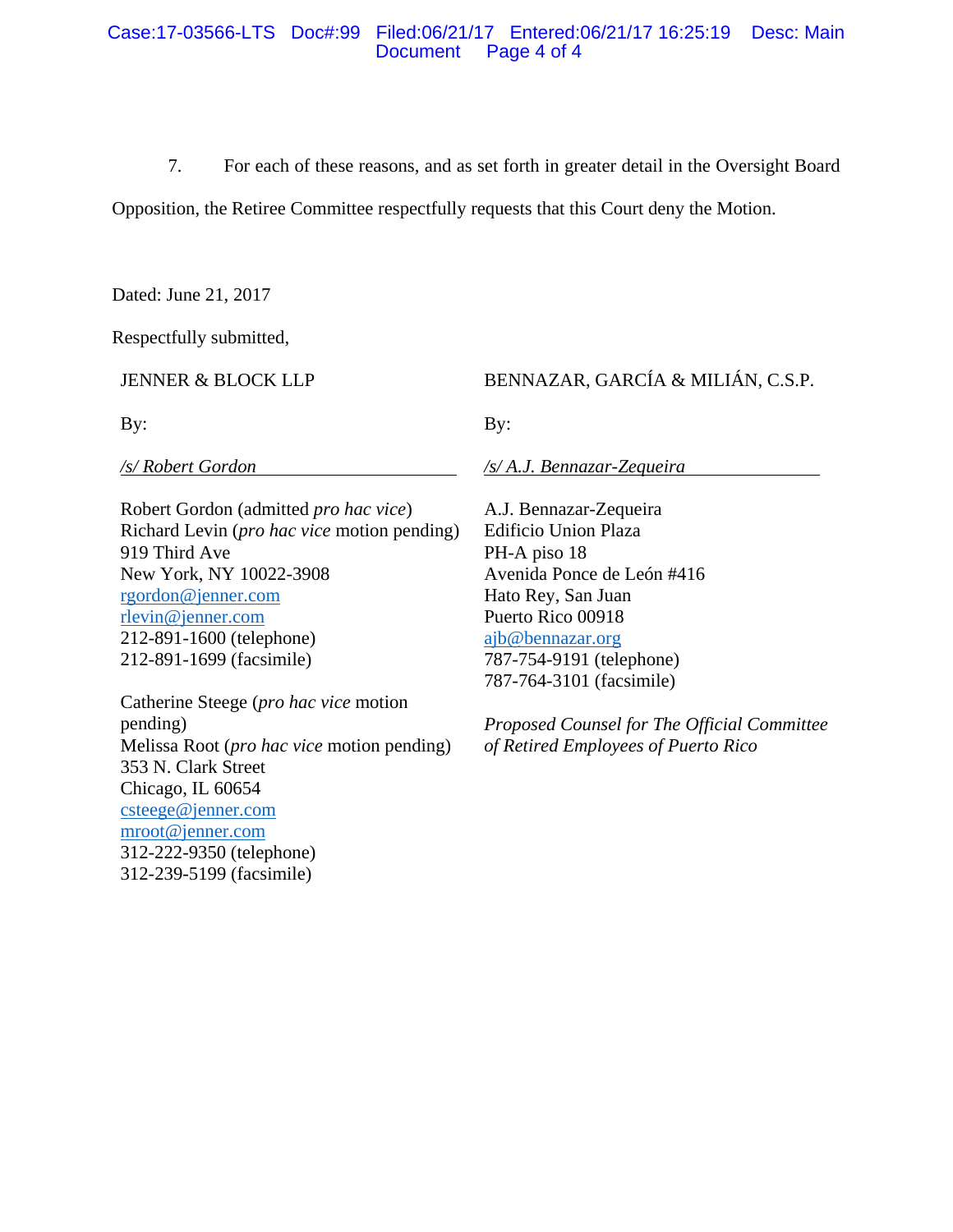7. For each of these reasons, and as set forth in greater detail in the Oversight Board Opposition, the Retiree Committee respectfully requests that this Court deny the Motion.

Dated: June 21, 2017

Respectfully submitted,

JENNER & BLOCK LLP

By:

*/s/ Robert Gordon*

Robert Gordon (admitted *pro hac vice*)
Richard Levin (*pro hac vice* motion pending)
919 Third Ave
New York, NY 10022-3908
rgordon@jenner.com
rlevin@jenner.com
212-891-1600 (telephone)
212-891-1699 (facsimile)

Catherine Steege (*pro hac vice* motion pending)
Melissa Root (*pro hac vice* motion pending)
353 N. Clark Street
Chicago, IL 60654
csteege@jenner.com
mroot@jenner.com
312-222-9350 (telephone)
312-239-5199 (facsimile)

BENNAZAR, GARCÍA & MILIÁN, C.S.P.

By:

*/s/ A.J. Bennazar-Zequeira*

A.J. Bennazar-Zequeira
Edificio Union Plaza
PH-A piso 18
Avenida Ponce de León #416
Hato Rey, San Juan
Puerto Rico 00918
ajb@bennazar.org
787-754-9191 (telephone)
787-764-3101 (facsimile)

*Proposed Counsel for The Official Committee of Retired Employees of Puerto Rico*